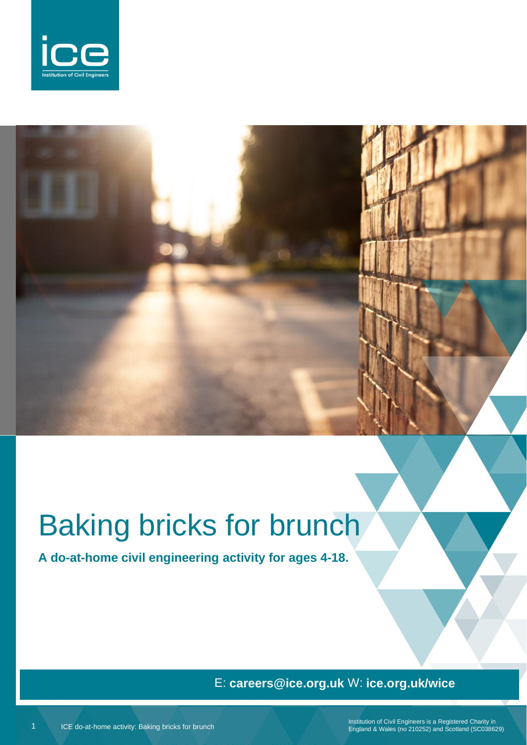# Baking bricks for brunch

**A do-at-home civil engineering activity for ages 4-18.**

E: **careers@ice.org.uk** W: **ice.org.uk/wice**

Institution of Civil Engineers is a Registered Charity in England & Wales (no 210252) and Scotland (SC038629)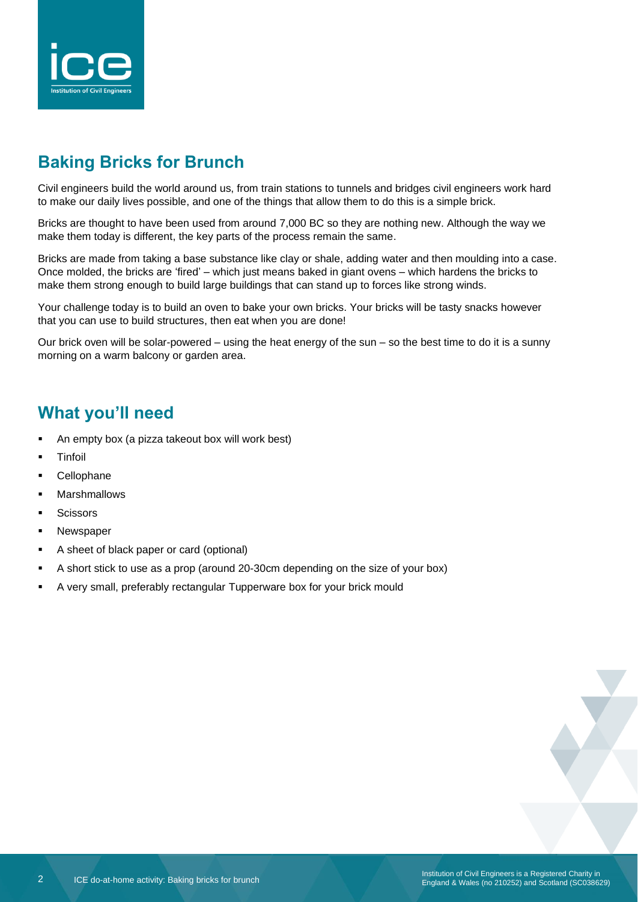## Baking Bricks for Brunch

Civil engineers build the world around us, from train stations to tunnels and bridges civil engineers work hard to make our daily lives possible, and one of the things that allow them to do this is a simple brick.

Bricks are thought to have been used from around 7,000 BC so they are nothing new. Although the way we make them today is different, the key parts of the process remain the same.

Bricks are made from taking a base substance like clay or shale, adding water and then moulding into a case. Once molded, the bricks are 'fired' – which just means baked in giant ovens – which hardens the bricks to make them strong enough to build large buildings that can stand up to forces like strong winds.

Your challenge today is to build an oven to bake your own bricks. Your bricks will be tasty snacks however that you can use to build structures, then eat when you are done!

Our brick oven will be solar-powered – using the heat energy of the sun – so the best time to do it is a sunny morning on a warm balcony or garden area.

## What you'll need

- An empty box (a pizza takeout box will work best)
- Tinfoil
- Cellophane
- Marshmallows
- Scissors
- Newspaper
- A sheet of black paper or card (optional)
- A short stick to use as a prop (around 20-30cm depending on the size of your box)
- A very small, preferably rectangular Tupperware box for your brick mould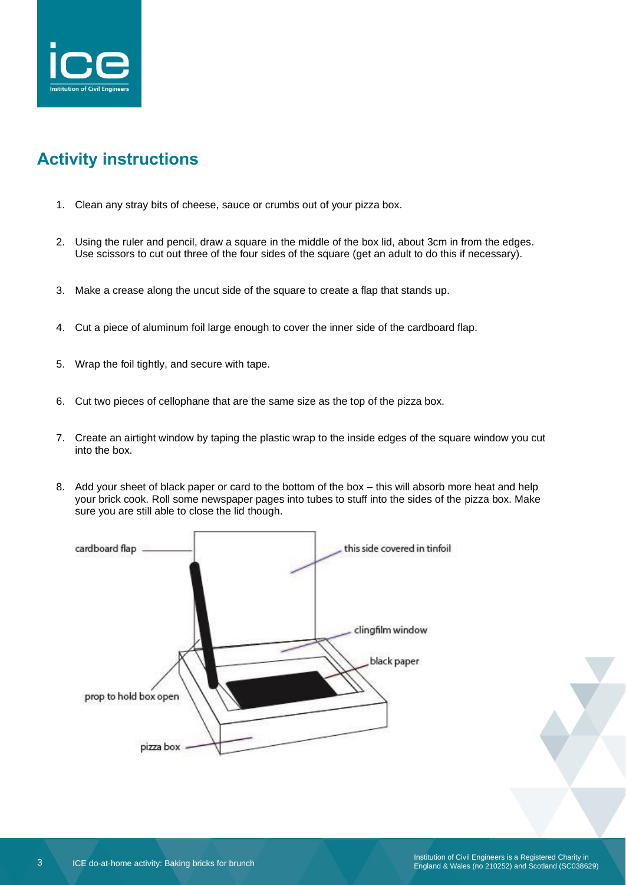## Activity instructions

1. Clean any stray bits of cheese, sauce or crumbs out of your pizza box.
2. Using the ruler and pencil, draw a square in the middle of the box lid, about 3cm in from the edges. Use scissors to cut out three of the four sides of the square (get an adult to do this if necessary).
3. Make a crease along the uncut side of the square to create a flap that stands up.
4. Cut a piece of aluminum foil large enough to cover the inner side of the cardboard flap.
5. Wrap the foil tightly, and secure with tape.
6. Cut two pieces of cellophane that are the same size as the top of the pizza box.
7. Create an airtight window by taping the plastic wrap to the inside edges of the square window you cut into the box.
8. Add your sheet of black paper or card to the bottom of the box – this will absorb more heat and help your brick cook. Roll some newspaper pages into tubes to stuff into the sides of the pizza box. Make sure you are still able to close the lid though.

cardboard flap

this side covered in tinfoil

clingfilm window

black paper

prop to hold box open

pizza box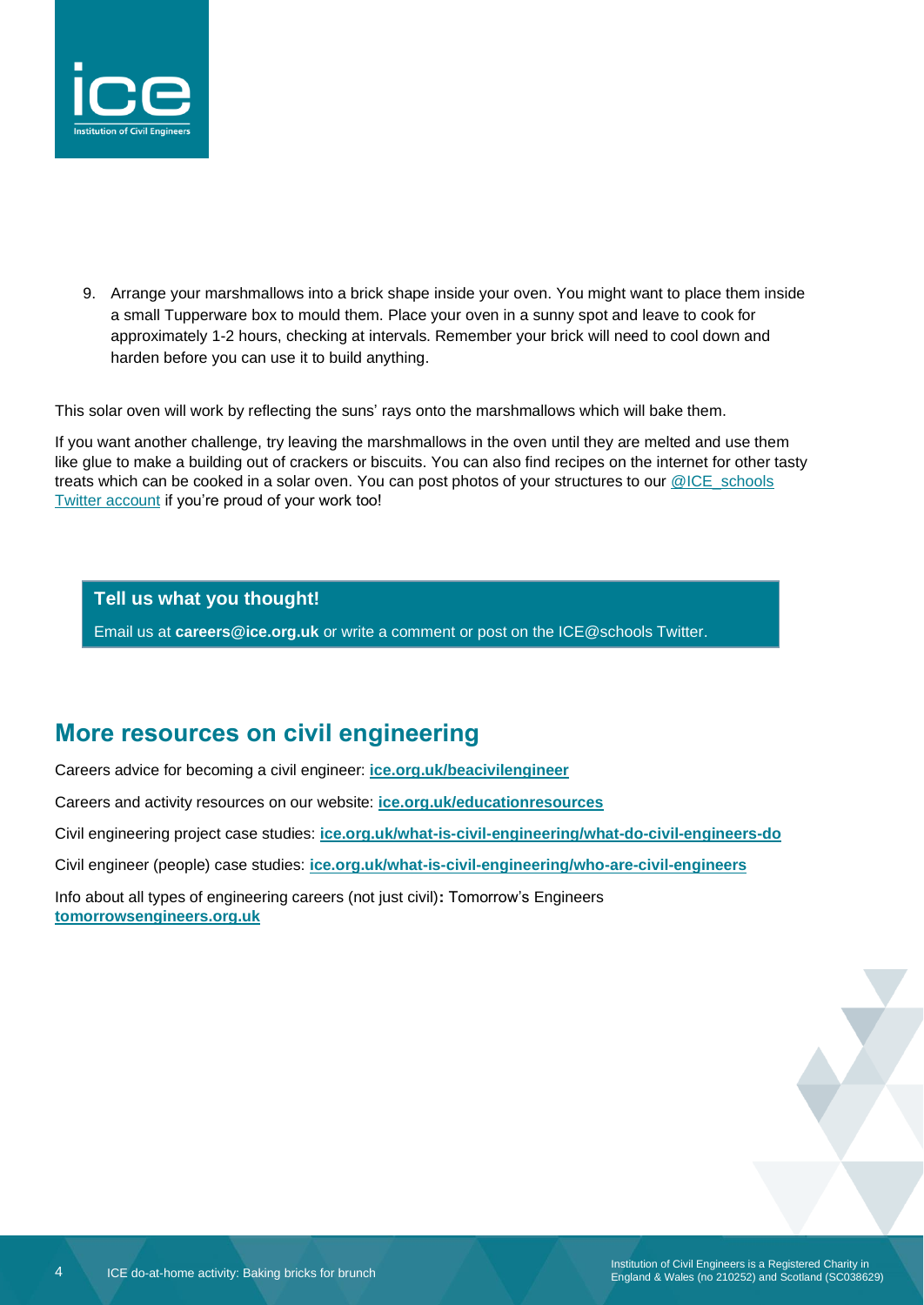9. Arrange your marshmallows into a brick shape inside your oven. You might want to place them inside a small Tupperware box to mould them. Place your oven in a sunny spot and leave to cook for approximately 1-2 hours, checking at intervals. Remember your brick will need to cool down and harden before you can use it to build anything.

This solar oven will work by reflecting the suns' rays onto the marshmallows which will bake them.

If you want another challenge, try leaving the marshmallows in the oven until they are melted and use them like glue to make a building out of crackers or biscuits. You can also find recipes on the internet for other tasty treats which can be cooked in a solar oven. You can post photos of your structures to our @ICE_schools Twitter account if you're proud of your work too!

**Tell us what you thought!**

Email us at **careers@ice.org.uk** or write a comment or post on the ICE@schools Twitter.

## More resources on civil engineering

Careers advice for becoming a civil engineer: **ice.org.uk/beacivilengineer**

Careers and activity resources on our website: **ice.org.uk/educationresources**

Civil engineering project case studies: **ice.org.uk/what-is-civil-engineering/what-do-civil-engineers-do**

Civil engineer (people) case studies: **ice.org.uk/what-is-civil-engineering/who-are-civil-engineers**

Info about all types of engineering careers (not just civil)**:** Tomorrow's Engineers **tomorrowsengineers.org.uk**

Institution of Civil Engineers is a Registered Charity in England & Wales (no 210252) and Scotland (SC038629)